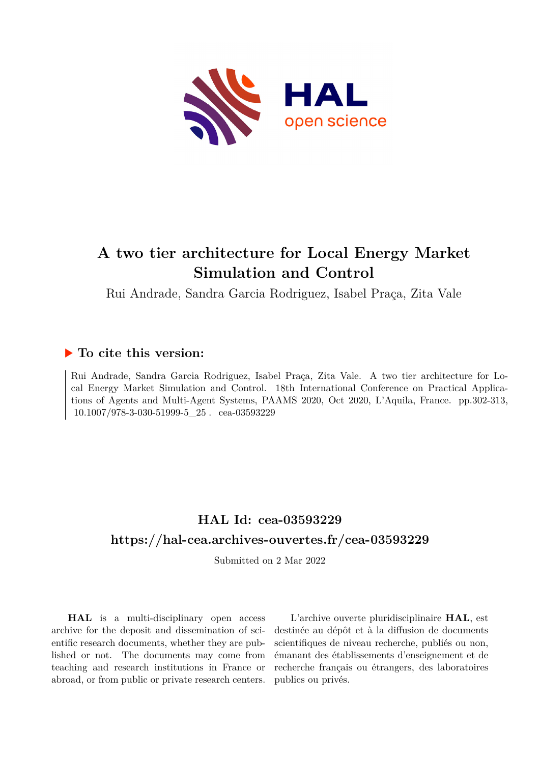# A two tier architecture for Local Energy Market Simulation and Control

Rui Andrade, Sandra Garcia Rodriguez, Isabel Praça, Zita Vale

## ▶ To cite this version:

Rui Andrade, Sandra Garcia Rodriguez, Isabel Praça, Zita Vale. A two tier architecture for Local Energy Market Simulation and Control. 18th International Conference on Practical Applications of Agents and Multi-Agent Systems, PAAMS 2020, Oct 2020, L'Aquila, France. pp.302-313, 10.1007/978-3-030-51999-5_25 . cea-03593229

## HAL Id: cea-03593229

## https://hal-cea.archives-ouvertes.fr/cea-03593229

Submitted on 2 Mar 2022

**HAL** is a multi-disciplinary open access archive for the deposit and dissemination of scientific research documents, whether they are published or not. The documents may come from teaching and research institutions in France or abroad, or from public or private research centers.

L'archive ouverte pluridisciplinaire **HAL**, est destinée au dépôt et à la diffusion de documents scientifiques de niveau recherche, publiés ou non, émanant des établissements d'enseignement et de recherche français ou étrangers, des laboratoires publics ou privés.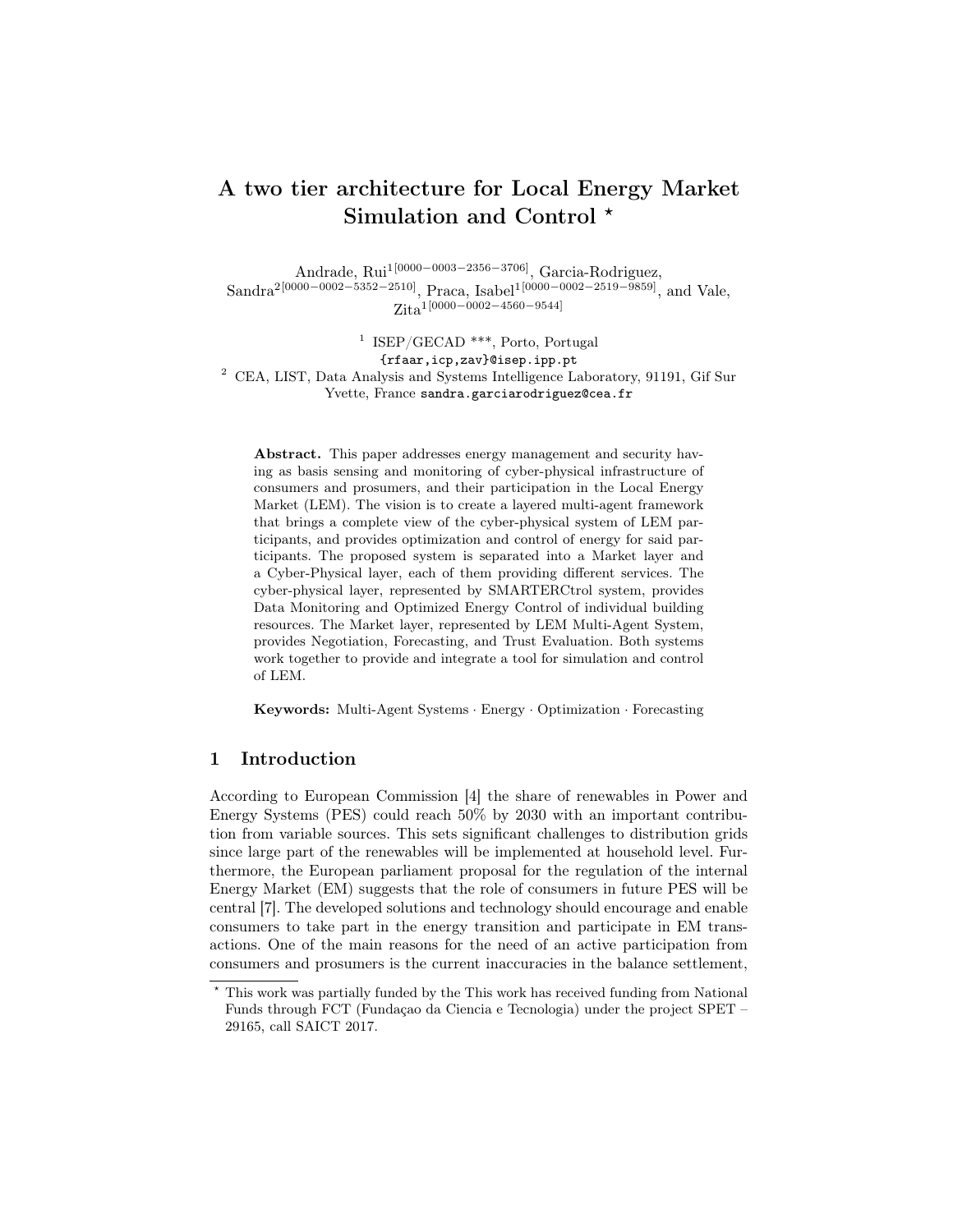# A two tier architecture for Local Energy Market Simulation and Control *

Andrade, Rui[1][0000−0003−2356−3706], Garcia-Rodriguez, Sandra[2][0000−0002−5352−2510], Praca, Isabel[1][0000−0002−2519−9859], and Vale, Zita[1][0000−0002−4560−9544]

[1] ISEP/GECAD ***, Porto, Portugal
{rfaar,icp,zav}@isep.ipp.pt

[2] CEA, LIST, Data Analysis and Systems Intelligence Laboratory, 91191, Gif Sur Yvette, France sandra.garciarodriguez@cea.fr

**Abstract.** This paper addresses energy management and security having as basis sensing and monitoring of cyber-physical infrastructure of consumers and prosumers, and their participation in the Local Energy Market (LEM). The vision is to create a layered multi-agent framework that brings a complete view of the cyber-physical system of LEM participants, and provides optimization and control of energy for said participants. The proposed system is separated into a Market layer and a Cyber-Physical layer, each of them providing different services. The cyber-physical layer, represented by SMARTERCtrol system, provides Data Monitoring and Optimized Energy Control of individual building resources. The Market layer, represented by LEM Multi-Agent System, provides Negotiation, Forecasting, and Trust Evaluation. Both systems work together to provide and integrate a tool for simulation and control of LEM.

**Keywords:** Multi-Agent Systems · Energy · Optimization · Forecasting

## 1 Introduction

According to European Commission [4] the share of renewables in Power and Energy Systems (PES) could reach 50% by 2030 with an important contribution from variable sources. This sets significant challenges to distribution grids since large part of the renewables will be implemented at household level. Furthermore, the European parliament proposal for the regulation of the internal Energy Market (EM) suggests that the role of consumers in future PES will be central [7]. The developed solutions and technology should encourage and enable consumers to take part in the energy transition and participate in EM transactions. One of the main reasons for the need of an active participation from consumers and prosumers is the current inaccuracies in the balance settlement,

* This work was partially funded by the This work has received funding from National Funds through FCT (Fundaçao da Ciencia e Tecnologia) under the project SPET – 29165, call SAICT 2017.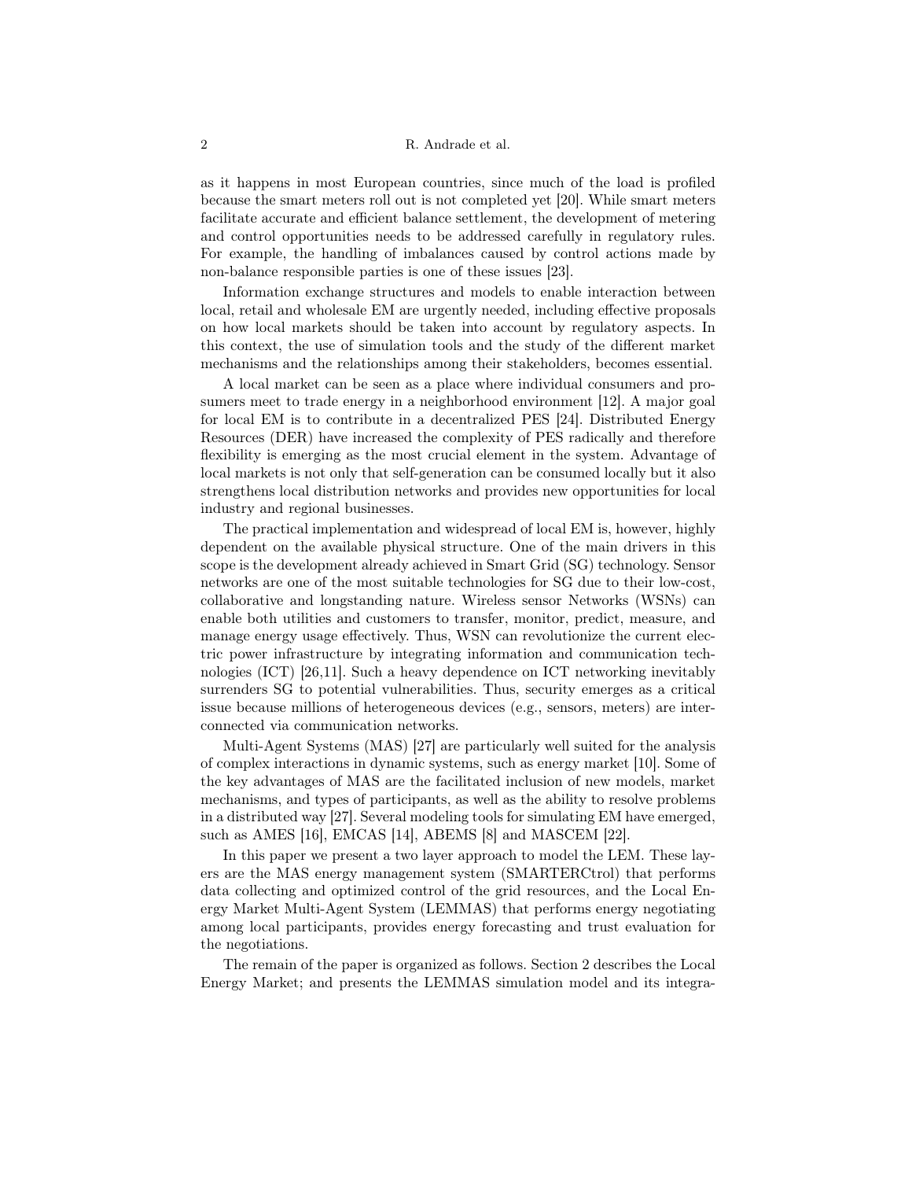as it happens in most European countries, since much of the load is profiled because the smart meters roll out is not completed yet [20]. While smart meters facilitate accurate and efficient balance settlement, the development of metering and control opportunities needs to be addressed carefully in regulatory rules. For example, the handling of imbalances caused by control actions made by non-balance responsible parties is one of these issues [23].

Information exchange structures and models to enable interaction between local, retail and wholesale EM are urgently needed, including effective proposals on how local markets should be taken into account by regulatory aspects. In this context, the use of simulation tools and the study of the different market mechanisms and the relationships among their stakeholders, becomes essential.

A local market can be seen as a place where individual consumers and prosumers meet to trade energy in a neighborhood environment [12]. A major goal for local EM is to contribute in a decentralized PES [24]. Distributed Energy Resources (DER) have increased the complexity of PES radically and therefore flexibility is emerging as the most crucial element in the system. Advantage of local markets is not only that self-generation can be consumed locally but it also strengthens local distribution networks and provides new opportunities for local industry and regional businesses.

The practical implementation and widespread of local EM is, however, highly dependent on the available physical structure. One of the main drivers in this scope is the development already achieved in Smart Grid (SG) technology. Sensor networks are one of the most suitable technologies for SG due to their low-cost, collaborative and longstanding nature. Wireless sensor Networks (WSNs) can enable both utilities and customers to transfer, monitor, predict, measure, and manage energy usage effectively. Thus, WSN can revolutionize the current electric power infrastructure by integrating information and communication technologies (ICT) [26,11]. Such a heavy dependence on ICT networking inevitably surrenders SG to potential vulnerabilities. Thus, security emerges as a critical issue because millions of heterogeneous devices (e.g., sensors, meters) are interconnected via communication networks.

Multi-Agent Systems (MAS) [27] are particularly well suited for the analysis of complex interactions in dynamic systems, such as energy market [10]. Some of the key advantages of MAS are the facilitated inclusion of new models, market mechanisms, and types of participants, as well as the ability to resolve problems in a distributed way [27]. Several modeling tools for simulating EM have emerged, such as AMES [16], EMCAS [14], ABEMS [8] and MASCEM [22].

In this paper we present a two layer approach to model the LEM. These layers are the MAS energy management system (SMARTERCtrol) that performs data collecting and optimized control of the grid resources, and the Local Energy Market Multi-Agent System (LEMMAS) that performs energy negotiating among local participants, provides energy forecasting and trust evaluation for the negotiations.

The remain of the paper is organized as follows. Section 2 describes the Local Energy Market; and presents the LEMMAS simulation model and its integra-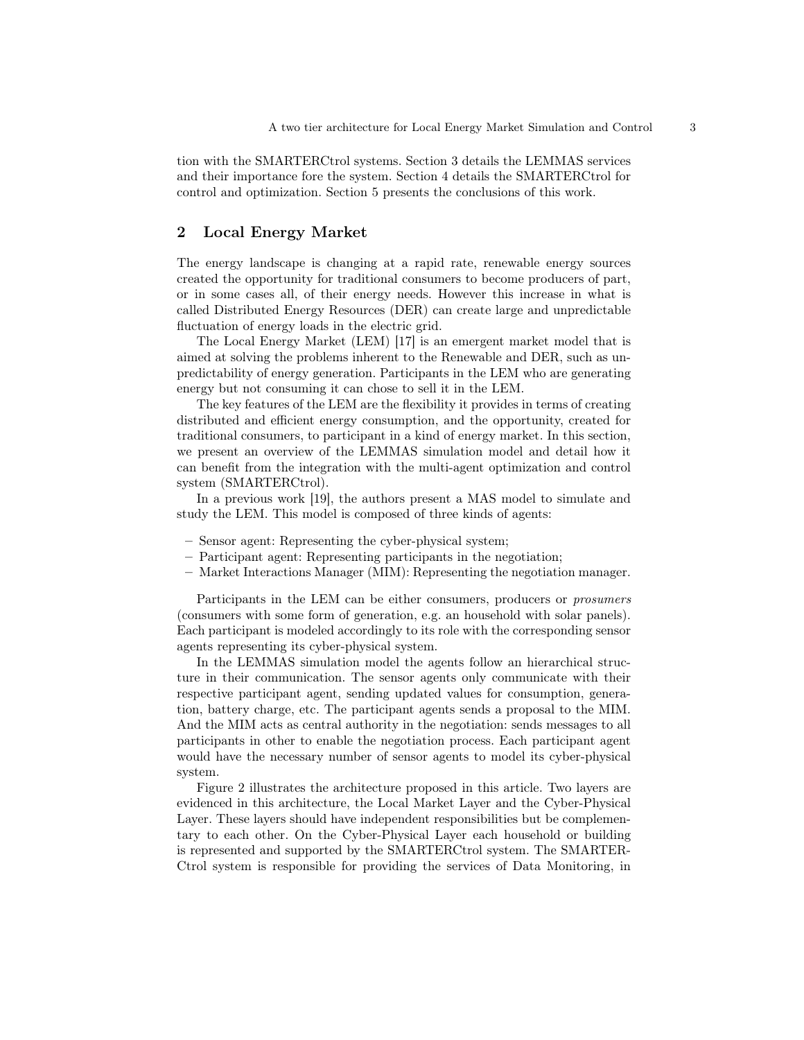tion with the SMARTERCtrol systems. Section 3 details the LEMMAS services and their importance fore the system. Section 4 details the SMARTERCtrol for control and optimization. Section 5 presents the conclusions of this work.

## 2 Local Energy Market

The energy landscape is changing at a rapid rate, renewable energy sources created the opportunity for traditional consumers to become producers of part, or in some cases all, of their energy needs. However this increase in what is called Distributed Energy Resources (DER) can create large and unpredictable fluctuation of energy loads in the electric grid.

The Local Energy Market (LEM) [17] is an emergent market model that is aimed at solving the problems inherent to the Renewable and DER, such as unpredictability of energy generation. Participants in the LEM who are generating energy but not consuming it can chose to sell it in the LEM.

The key features of the LEM are the flexibility it provides in terms of creating distributed and efficient energy consumption, and the opportunity, created for traditional consumers, to participant in a kind of energy market. In this section, we present an overview of the LEMMAS simulation model and detail how it can benefit from the integration with the multi-agent optimization and control system (SMARTERCtrol).

In a previous work [19], the authors present a MAS model to simulate and study the LEM. This model is composed of three kinds of agents:

- Sensor agent: Representing the cyber-physical system;
- Participant agent: Representing participants in the negotiation;
- Market Interactions Manager (MIM): Representing the negotiation manager.

Participants in the LEM can be either consumers, producers or *prosumers* (consumers with some form of generation, e.g. an household with solar panels). Each participant is modeled accordingly to its role with the corresponding sensor agents representing its cyber-physical system.

In the LEMMAS simulation model the agents follow an hierarchical structure in their communication. The sensor agents only communicate with their respective participant agent, sending updated values for consumption, generation, battery charge, etc. The participant agents sends a proposal to the MIM. And the MIM acts as central authority in the negotiation: sends messages to all participants in other to enable the negotiation process. Each participant agent would have the necessary number of sensor agents to model its cyber-physical system.

Figure 2 illustrates the architecture proposed in this article. Two layers are evidenced in this architecture, the Local Market Layer and the Cyber-Physical Layer. These layers should have independent responsibilities but be complementary to each other. On the Cyber-Physical Layer each household or building is represented and supported by the SMARTERCtrol system. The SMARTERCtrol system is responsible for providing the services of Data Monitoring, in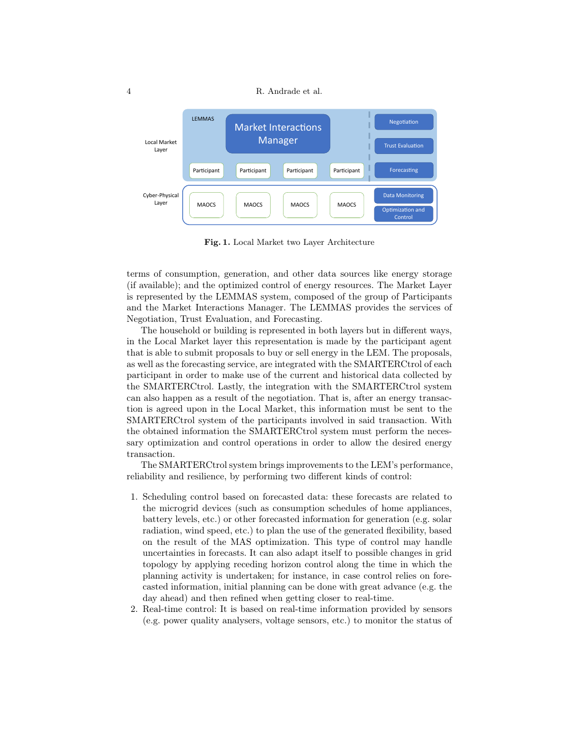**Fig. 1.** Local Market two Layer Architecture

terms of consumption, generation, and other data sources like energy storage (if available); and the optimized control of energy resources. The Market Layer is represented by the LEMMAS system, composed of the group of Participants and the Market Interactions Manager. The LEMMAS provides the services of Negotiation, Trust Evaluation, and Forecasting.

The household or building is represented in both layers but in different ways, in the Local Market layer this representation is made by the participant agent that is able to submit proposals to buy or sell energy in the LEM. The proposals, as well as the forecasting service, are integrated with the SMARTERCtrol of each participant in order to make use of the current and historical data collected by the SMARTERCtrol. Lastly, the integration with the SMARTERCtrol system can also happen as a result of the negotiation. That is, after an energy transaction is agreed upon in the Local Market, this information must be sent to the SMARTERCtrol system of the participants involved in said transaction. With the obtained information the SMARTERCtrol system must perform the necessary optimization and control operations in order to allow the desired energy transaction.

The SMARTERCtrol system brings improvements to the LEM's performance, reliability and resilience, by performing two different kinds of control:

1. Scheduling control based on forecasted data: these forecasts are related to the microgrid devices (such as consumption schedules of home appliances, battery levels, etc.) or other forecasted information for generation (e.g. solar radiation, wind speed, etc.) to plan the use of the generated flexibility, based on the result of the MAS optimization. This type of control may handle uncertainties in forecasts. It can also adapt itself to possible changes in grid topology by applying receding horizon control along the time in which the planning activity is undertaken; for instance, in case control relies on forecasted information, initial planning can be done with great advance (e.g. the day ahead) and then refined when getting closer to real-time.
2. Real-time control: It is based on real-time information provided by sensors (e.g. power quality analysers, voltage sensors, etc.) to monitor the status of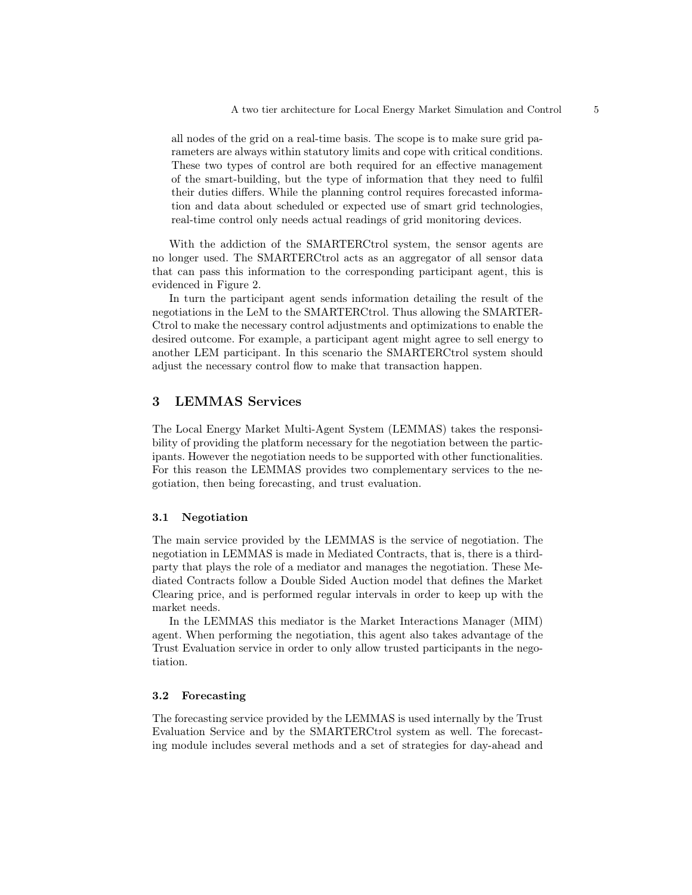all nodes of the grid on a real-time basis. The scope is to make sure grid parameters are always within statutory limits and cope with critical conditions. These two types of control are both required for an effective management of the smart-building, but the type of information that they need to fulfil their duties differs. While the planning control requires forecasted information and data about scheduled or expected use of smart grid technologies, real-time control only needs actual readings of grid monitoring devices.

With the addiction of the SMARTERCtrol system, the sensor agents are no longer used. The SMARTERCtrol acts as an aggregator of all sensor data that can pass this information to the corresponding participant agent, this is evidenced in Figure 2.

In turn the participant agent sends information detailing the result of the negotiations in the LeM to the SMARTERCtrol. Thus allowing the SMARTERCtrol to make the necessary control adjustments and optimizations to enable the desired outcome. For example, a participant agent might agree to sell energy to another LEM participant. In this scenario the SMARTERCtrol system should adjust the necessary control flow to make that transaction happen.

## 3 LEMMAS Services

The Local Energy Market Multi-Agent System (LEMMAS) takes the responsibility of providing the platform necessary for the negotiation between the participants. However the negotiation needs to be supported with other functionalities. For this reason the LEMMAS provides two complementary services to the negotiation, then being forecasting, and trust evaluation.

### 3.1 Negotiation

The main service provided by the LEMMAS is the service of negotiation. The negotiation in LEMMAS is made in Mediated Contracts, that is, there is a third-party that plays the role of a mediator and manages the negotiation. These Mediated Contracts follow a Double Sided Auction model that defines the Market Clearing price, and is performed regular intervals in order to keep up with the market needs.

In the LEMMAS this mediator is the Market Interactions Manager (MIM) agent. When performing the negotiation, this agent also takes advantage of the Trust Evaluation service in order to only allow trusted participants in the negotiation.

### 3.2 Forecasting

The forecasting service provided by the LEMMAS is used internally by the Trust Evaluation Service and by the SMARTERCtrol system as well. The forecasting module includes several methods and a set of strategies for day-ahead and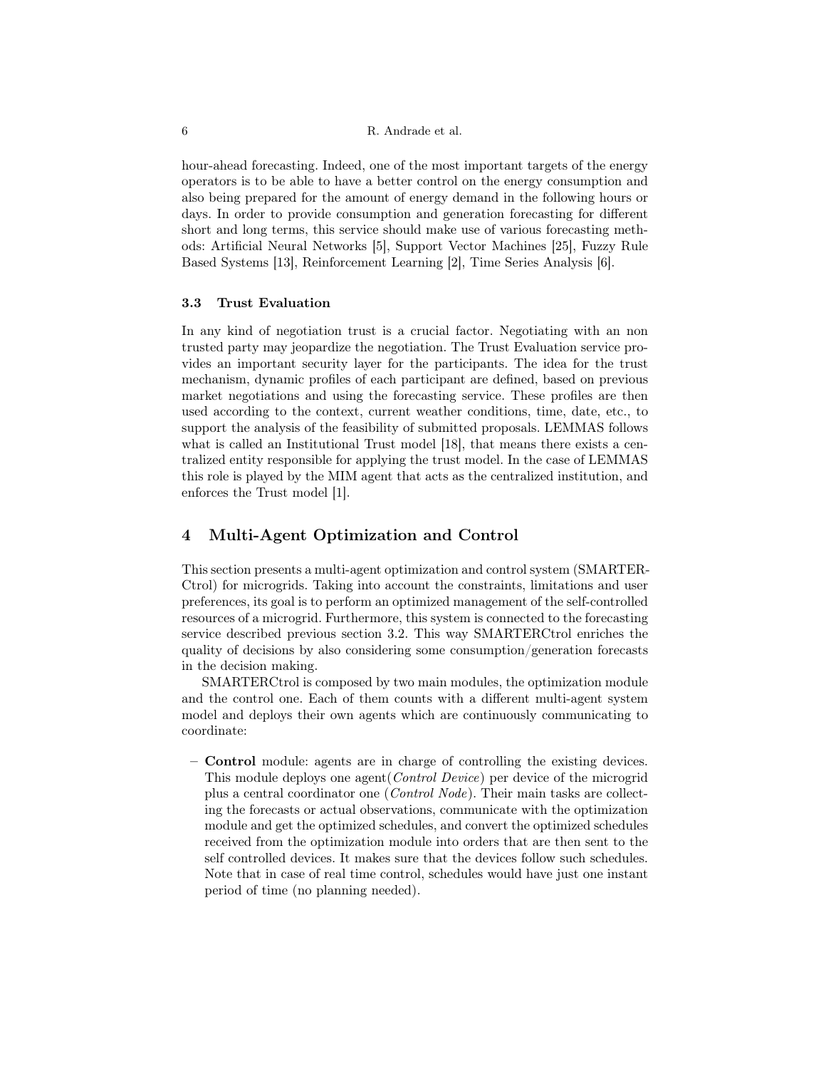hour-ahead forecasting. Indeed, one of the most important targets of the energy operators is to be able to have a better control on the energy consumption and also being prepared for the amount of energy demand in the following hours or days. In order to provide consumption and generation forecasting for different short and long terms, this service should make use of various forecasting methods: Artificial Neural Networks [5], Support Vector Machines [25], Fuzzy Rule Based Systems [13], Reinforcement Learning [2], Time Series Analysis [6].

### 3.3 Trust Evaluation

In any kind of negotiation trust is a crucial factor. Negotiating with an non trusted party may jeopardize the negotiation. The Trust Evaluation service provides an important security layer for the participants. The idea for the trust mechanism, dynamic profiles of each participant are defined, based on previous market negotiations and using the forecasting service. These profiles are then used according to the context, current weather conditions, time, date, etc., to support the analysis of the feasibility of submitted proposals. LEMMAS follows what is called an Institutional Trust model [18], that means there exists a centralized entity responsible for applying the trust model. In the case of LEMMAS this role is played by the MIM agent that acts as the centralized institution, and enforces the Trust model [1].

## 4 Multi-Agent Optimization and Control

This section presents a multi-agent optimization and control system (SMARTERCtrol) for microgrids. Taking into account the constraints, limitations and user preferences, its goal is to perform an optimized management of the self-controlled resources of a microgrid. Furthermore, this system is connected to the forecasting service described previous section 3.2. This way SMARTERCtrol enriches the quality of decisions by also considering some consumption/generation forecasts in the decision making.

SMARTERCtrol is composed by two main modules, the optimization module and the control one. Each of them counts with a different multi-agent system model and deploys their own agents which are continuously communicating to coordinate:

- **Control** module: agents are in charge of controlling the existing devices. This module deploys one agent(*Control Device*) per device of the microgrid plus a central coordinator one (*Control Node*). Their main tasks are collecting the forecasts or actual observations, communicate with the optimization module and get the optimized schedules, and convert the optimized schedules received from the optimization module into orders that are then sent to the self controlled devices. It makes sure that the devices follow such schedules. Note that in case of real time control, schedules would have just one instant period of time (no planning needed).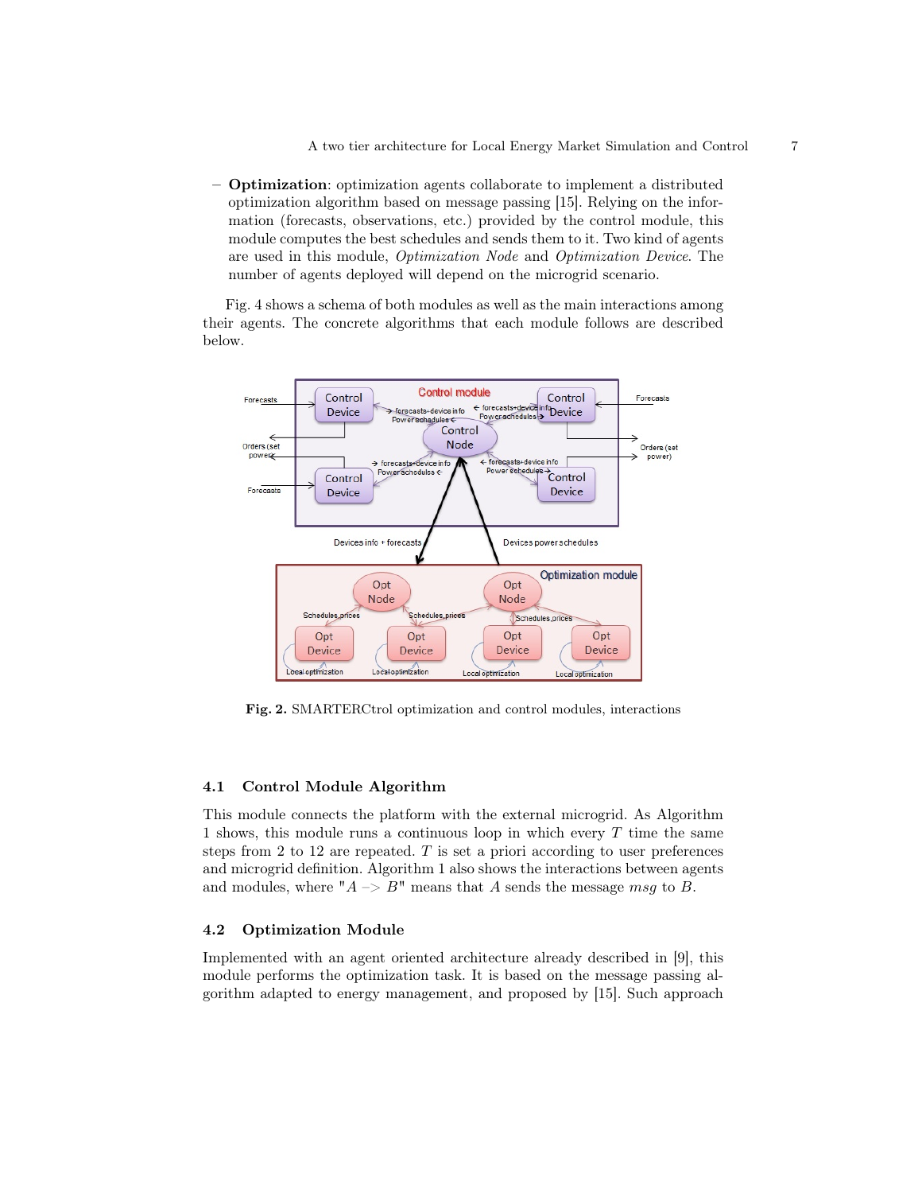– **Optimization**: optimization agents collaborate to implement a distributed optimization algorithm based on message passing [15]. Relying on the information (forecasts, observations, etc.) provided by the control module, this module computes the best schedules and sends them to it. Two kind of agents are used in this module, *Optimization Node* and *Optimization Device*. The number of agents deployed will depend on the microgrid scenario.

Fig. 4 shows a schema of both modules as well as the main interactions among their agents. The concrete algorithms that each module follows are described below.

**Fig. 2.** SMARTERCtrol optimization and control modules, interactions

### 4.1 Control Module Algorithm

This module connects the platform with the external microgrid. As Algorithm 1 shows, this module runs a continuous loop in which every $T$ time the same steps from 2 to 12 are repeated. $T$ is set a priori according to user preferences and microgrid definition. Algorithm 1 also shows the interactions between agents and modules, where "$A \text{ -> } B$" means that $A$ sends the message $msg$ to $B$.

### 4.2 Optimization Module

Implemented with an agent oriented architecture already described in [9], this module performs the optimization task. It is based on the message passing algorithm adapted to energy management, and proposed by [15]. Such approach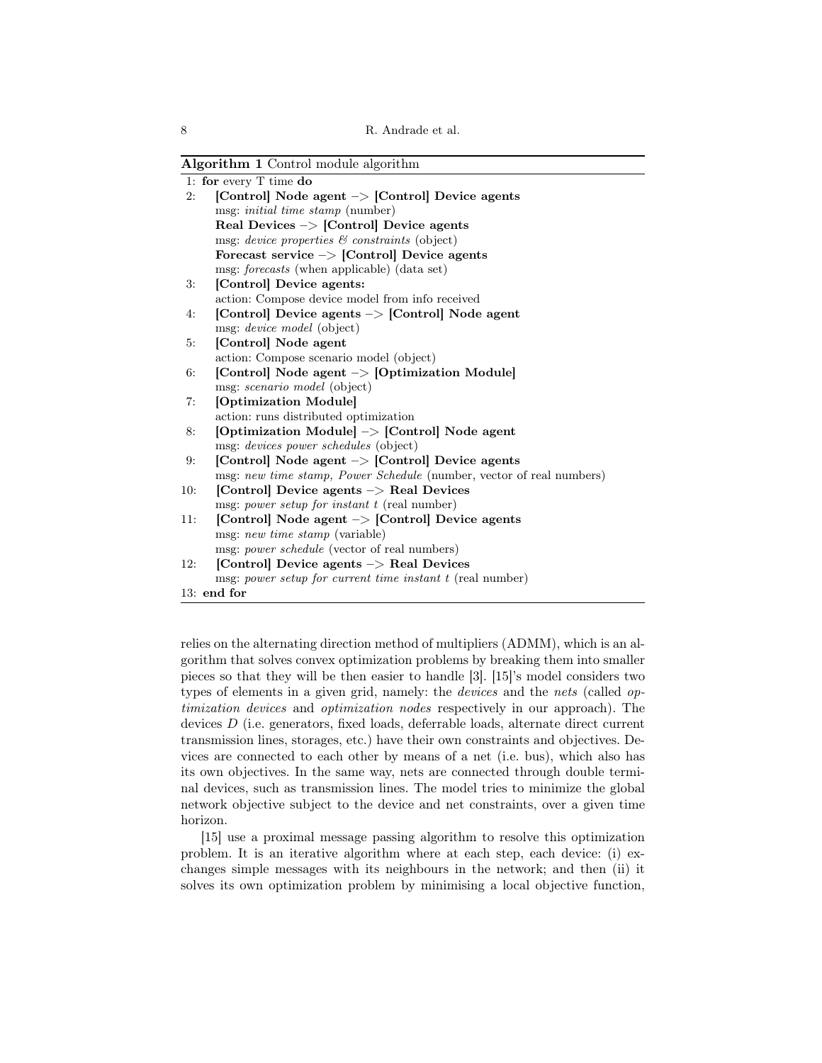**Algorithm 1** Control module algorithm

1: **for** every T time **do**
2: **[Control] Node agent –> [Control] Device agents**
   msg: *initial time stamp* (number)
   **Real Devices –> [Control] Device agents**
   msg: *device properties & constraints* (object)
   **Forecast service –> [Control] Device agents**
   msg: *forecasts* (when applicable) (data set)
3: **[Control] Device agents:**
   action: Compose device model from info received
4: **[Control] Device agents –> [Control] Node agent**
   msg: *device model* (object)
5: **[Control] Node agent**
   action: Compose scenario model (object)
6: **[Control] Node agent –> [Optimization Module]**
   msg: *scenario model* (object)
7: **[Optimization Module]**
   action: runs distributed optimization
8: **[Optimization Module] –> [Control] Node agent**
   msg: *devices power schedules* (object)
9: **[Control] Node agent –> [Control] Device agents**
   msg: *new time stamp, Power Schedule* (number, vector of real numbers)
10: **[Control] Device agents –> Real Devices**
   msg: *power setup for instant t* (real number)
11: **[Control] Node agent –> [Control] Device agents**
   msg: *new time stamp* (variable)
   msg: *power schedule* (vector of real numbers)
12: **[Control] Device agents –> Real Devices**
   msg: *power setup for current time instant t* (real number)
13: **end for**

relies on the alternating direction method of multipliers (ADMM), which is an algorithm that solves convex optimization problems by breaking them into smaller pieces so that they will be then easier to handle [3]. [15]'s model considers two types of elements in a given grid, namely: the *devices* and the *nets* (called *optimization devices* and *optimization nodes* respectively in our approach). The devices $D$ (i.e. generators, fixed loads, deferrable loads, alternate direct current transmission lines, storages, etc.) have their own constraints and objectives. Devices are connected to each other by means of a net (i.e. bus), which also has its own objectives. In the same way, nets are connected through double terminal devices, such as transmission lines. The model tries to minimize the global network objective subject to the device and net constraints, over a given time horizon.

[15] use a proximal message passing algorithm to resolve this optimization problem. It is an iterative algorithm where at each step, each device: (i) exchanges simple messages with its neighbours in the network; and then (ii) it solves its own optimization problem by minimising a local objective function,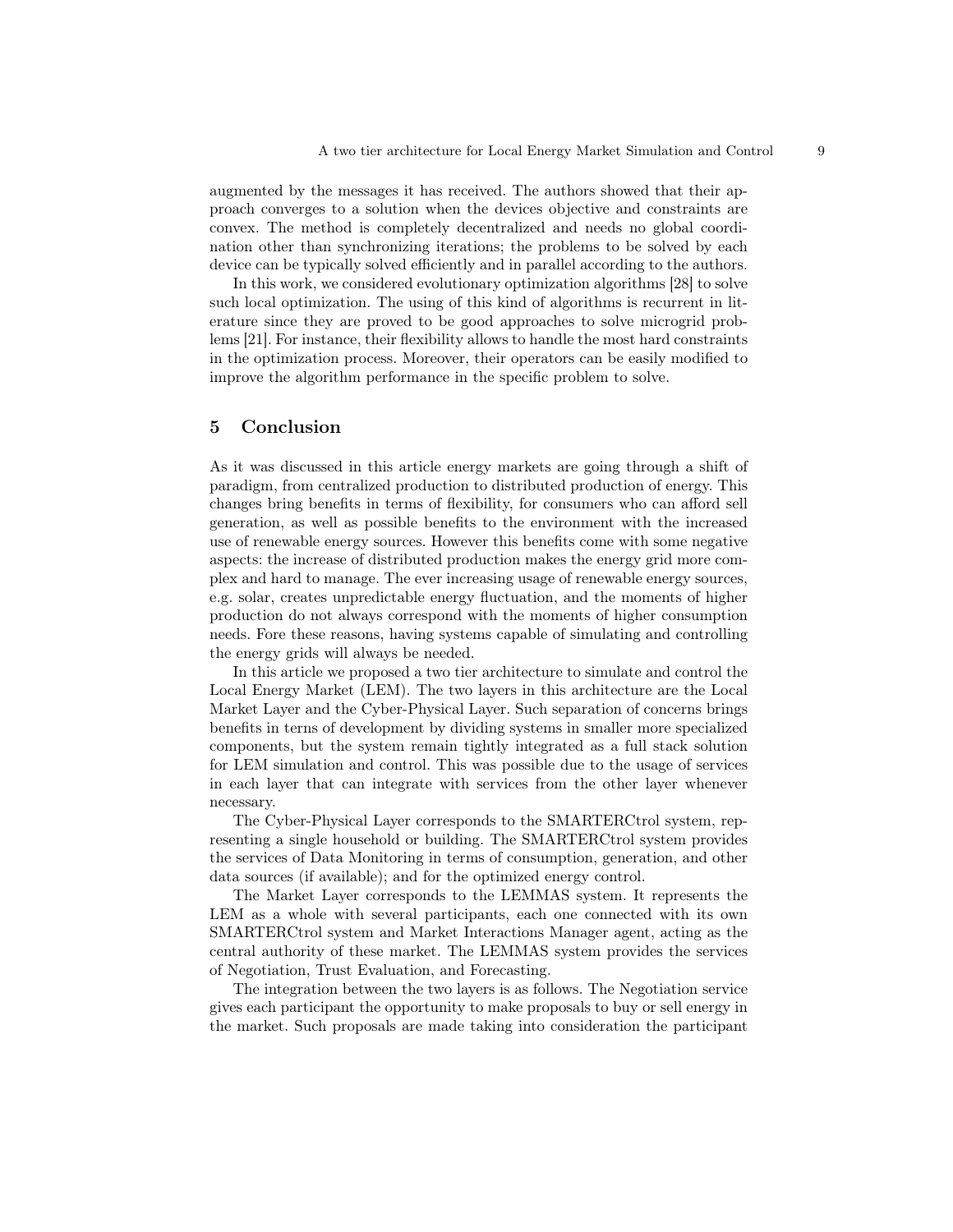augmented by the messages it has received. The authors showed that their approach converges to a solution when the devices objective and constraints are convex. The method is completely decentralized and needs no global coordination other than synchronizing iterations; the problems to be solved by each device can be typically solved efficiently and in parallel according to the authors.

In this work, we considered evolutionary optimization algorithms [28] to solve such local optimization. The using of this kind of algorithms is recurrent in literature since they are proved to be good approaches to solve microgrid problems [21]. For instance, their flexibility allows to handle the most hard constraints in the optimization process. Moreover, their operators can be easily modified to improve the algorithm performance in the specific problem to solve.

## 5 Conclusion

As it was discussed in this article energy markets are going through a shift of paradigm, from centralized production to distributed production of energy. This changes bring benefits in terms of flexibility, for consumers who can afford sell generation, as well as possible benefits to the environment with the increased use of renewable energy sources. However this benefits come with some negative aspects: the increase of distributed production makes the energy grid more complex and hard to manage. The ever increasing usage of renewable energy sources, e.g. solar, creates unpredictable energy fluctuation, and the moments of higher production do not always correspond with the moments of higher consumption needs. Fore these reasons, having systems capable of simulating and controlling the energy grids will always be needed.

In this article we proposed a two tier architecture to simulate and control the Local Energy Market (LEM). The two layers in this architecture are the Local Market Layer and the Cyber-Physical Layer. Such separation of concerns brings benefits in terns of development by dividing systems in smaller more specialized components, but the system remain tightly integrated as a full stack solution for LEM simulation and control. This was possible due to the usage of services in each layer that can integrate with services from the other layer whenever necessary.

The Cyber-Physical Layer corresponds to the SMARTERCtrol system, representing a single household or building. The SMARTERCtrol system provides the services of Data Monitoring in terms of consumption, generation, and other data sources (if available); and for the optimized energy control.

The Market Layer corresponds to the LEMMAS system. It represents the LEM as a whole with several participants, each one connected with its own SMARTERCtrol system and Market Interactions Manager agent, acting as the central authority of these market. The LEMMAS system provides the services of Negotiation, Trust Evaluation, and Forecasting.

The integration between the two layers is as follows. The Negotiation service gives each participant the opportunity to make proposals to buy or sell energy in the market. Such proposals are made taking into consideration the participant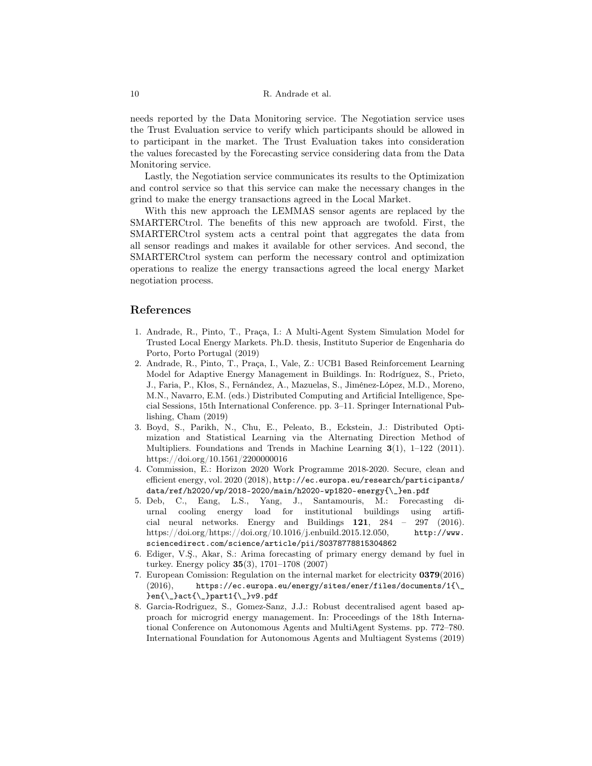needs reported by the Data Monitoring service. The Negotiation service uses the Trust Evaluation service to verify which participants should be allowed in to participant in the market. The Trust Evaluation takes into consideration the values forecasted by the Forecasting service considering data from the Data Monitoring service.

Lastly, the Negotiation service communicates its results to the Optimization and control service so that this service can make the necessary changes in the grind to make the energy transactions agreed in the Local Market.

With this new approach the LEMMAS sensor agents are replaced by the SMARTERCtrol. The benefits of this new approach are twofold. First, the SMARTERCtrol system acts a central point that aggregates the data from all sensor readings and makes it available for other services. And second, the SMARTERCtrol system can perform the necessary control and optimization operations to realize the energy transactions agreed the local energy Market negotiation process.

## References

1. Andrade, R., Pinto, T., Praça, I.: A Multi-Agent System Simulation Model for Trusted Local Energy Markets. Ph.D. thesis, Instituto Superior de Engenharia do Porto, Porto Portugal (2019)
2. Andrade, R., Pinto, T., Praça, I., Vale, Z.: UCB1 Based Reinforcement Learning Model for Adaptive Energy Management in Buildings. In: Rodríguez, S., Prieto, J., Faria, P., Kłos, S., Fernández, A., Mazuelas, S., Jiménez-López, M.D., Moreno, M.N., Navarro, E.M. (eds.) Distributed Computing and Artificial Intelligence, Special Sessions, 15th International Conference. pp. 3–11. Springer International Publishing, Cham (2019)
3. Boyd, S., Parikh, N., Chu, E., Peleato, B., Eckstein, J.: Distributed Optimization and Statistical Learning via the Alternating Direction Method of Multipliers. Foundations and Trends in Machine Learning **3**(1), 1–122 (2011). https://doi.org/10.1561/2200000016
4. Commission, E.: Horizon 2020 Work Programme 2018-2020. Secure, clean and efficient energy, vol. 2020 (2018), `http://ec.europa.eu/research/participants/data/ref/h2020/wp/2018-2020/main/h2020-wp1820-energy{\_}en.pdf`
5. Deb, C., Eang, L.S., Yang, J., Santamouris, M.: Forecasting diurnal cooling energy load for institutional buildings using artificial neural networks. Energy and Buildings **121**, 284 – 297 (2016). https://doi.org/https://doi.org/10.1016/j.enbuild.2015.12.050, `http://www.sciencedirect.com/science/article/pii/S0378778815304862`
6. Ediger, V.Ş., Akar, S.: Arima forecasting of primary energy demand by fuel in turkey. Energy policy **35**(3), 1701–1708 (2007)
7. European Comission: Regulation on the internal market for electricity **0379**(2016) (2016), `https://ec.europa.eu/energy/sites/ener/files/documents/1{\_}en{\_}act{\_}part1{\_}v9.pdf`
8. Garcia-Rodriguez, S., Gomez-Sanz, J.J.: Robust decentralised agent based approach for microgrid energy management. In: Proceedings of the 18th International Conference on Autonomous Agents and MultiAgent Systems. pp. 772–780. International Foundation for Autonomous Agents and Multiagent Systems (2019)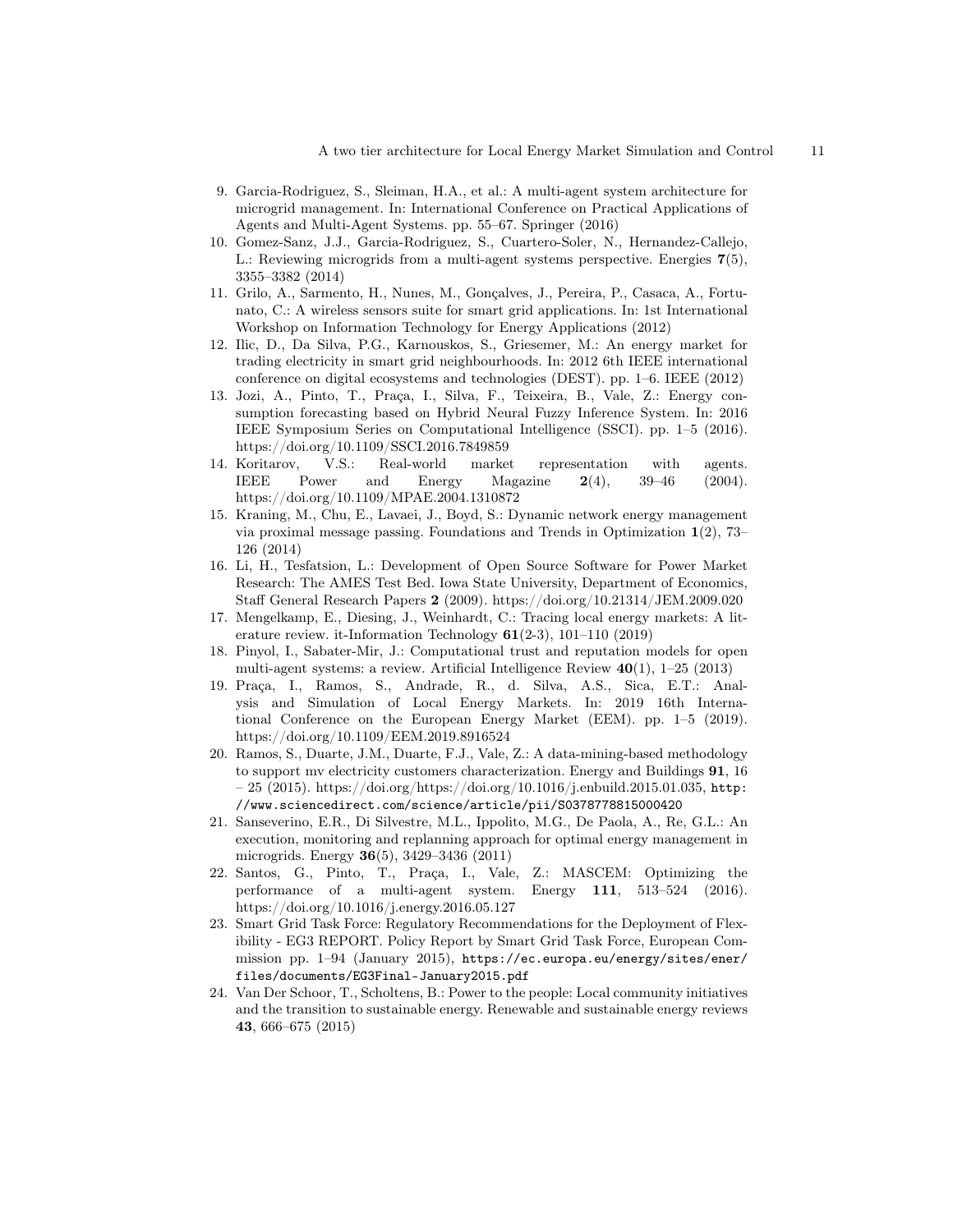9. Garcia-Rodriguez, S., Sleiman, H.A., et al.: A multi-agent system architecture for microgrid management. In: International Conference on Practical Applications of Agents and Multi-Agent Systems. pp. 55–67. Springer (2016)
10. Gomez-Sanz, J.J., Garcia-Rodriguez, S., Cuartero-Soler, N., Hernandez-Callejo, L.: Reviewing microgrids from a multi-agent systems perspective. Energies **7**(5), 3355–3382 (2014)
11. Grilo, A., Sarmento, H., Nunes, M., Gonçalves, J., Pereira, P., Casaca, A., Fortunato, C.: A wireless sensors suite for smart grid applications. In: 1st International Workshop on Information Technology for Energy Applications (2012)
12. Ilic, D., Da Silva, P.G., Karnouskos, S., Griesemer, M.: An energy market for trading electricity in smart grid neighbourhoods. In: 2012 6th IEEE international conference on digital ecosystems and technologies (DEST). pp. 1–6. IEEE (2012)
13. Jozi, A., Pinto, T., Praça, I., Silva, F., Teixeira, B., Vale, Z.: Energy consumption forecasting based on Hybrid Neural Fuzzy Inference System. In: 2016 IEEE Symposium Series on Computational Intelligence (SSCI). pp. 1–5 (2016). https://doi.org/10.1109/SSCI.2016.7849859
14. Koritarov, V.S.: Real-world market representation with agents. IEEE Power and Energy Magazine **2**(4), 39–46 (2004). https://doi.org/10.1109/MPAE.2004.1310872
15. Kraning, M., Chu, E., Lavaei, J., Boyd, S.: Dynamic network energy management via proximal message passing. Foundations and Trends in Optimization **1**(2), 73–126 (2014)
16. Li, H., Tesfatsion, L.: Development of Open Source Software for Power Market Research: The AMES Test Bed. Iowa State University, Department of Economics, Staff General Research Papers **2** (2009). https://doi.org/10.21314/JEM.2009.020
17. Mengelkamp, E., Diesing, J., Weinhardt, C.: Tracing local energy markets: A literature review. it-Information Technology **61**(2-3), 101–110 (2019)
18. Pinyol, I., Sabater-Mir, J.: Computational trust and reputation models for open multi-agent systems: a review. Artificial Intelligence Review **40**(1), 1–25 (2013)
19. Praça, I., Ramos, S., Andrade, R., d. Silva, A.S., Sica, E.T.: Analysis and Simulation of Local Energy Markets. In: 2019 16th International Conference on the European Energy Market (EEM). pp. 1–5 (2019). https://doi.org/10.1109/EEM.2019.8916524
20. Ramos, S., Duarte, J.M., Duarte, F.J., Vale, Z.: A data-mining-based methodology to support mv electricity customers characterization. Energy and Buildings **91**, 16 – 25 (2015). https://doi.org/https://doi.org/10.1016/j.enbuild.2015.01.035, `http://www.sciencedirect.com/science/article/pii/S0378778815000420`
21. Sanseverino, E.R., Di Silvestre, M.L., Ippolito, M.G., De Paola, A., Re, G.L.: An execution, monitoring and replanning approach for optimal energy management in microgrids. Energy **36**(5), 3429–3436 (2011)
22. Santos, G., Pinto, T., Praça, I., Vale, Z.: MASCEM: Optimizing the performance of a multi-agent system. Energy **111**, 513–524 (2016). https://doi.org/10.1016/j.energy.2016.05.127
23. Smart Grid Task Force: Regulatory Recommendations for the Deployment of Flexibility - EG3 REPORT. Policy Report by Smart Grid Task Force, European Commission pp. 1–94 (January 2015), `https://ec.europa.eu/energy/sites/ener/files/documents/EG3Final-January2015.pdf`
24. Van Der Schoor, T., Scholtens, B.: Power to the people: Local community initiatives and the transition to sustainable energy. Renewable and sustainable energy reviews **43**, 666–675 (2015)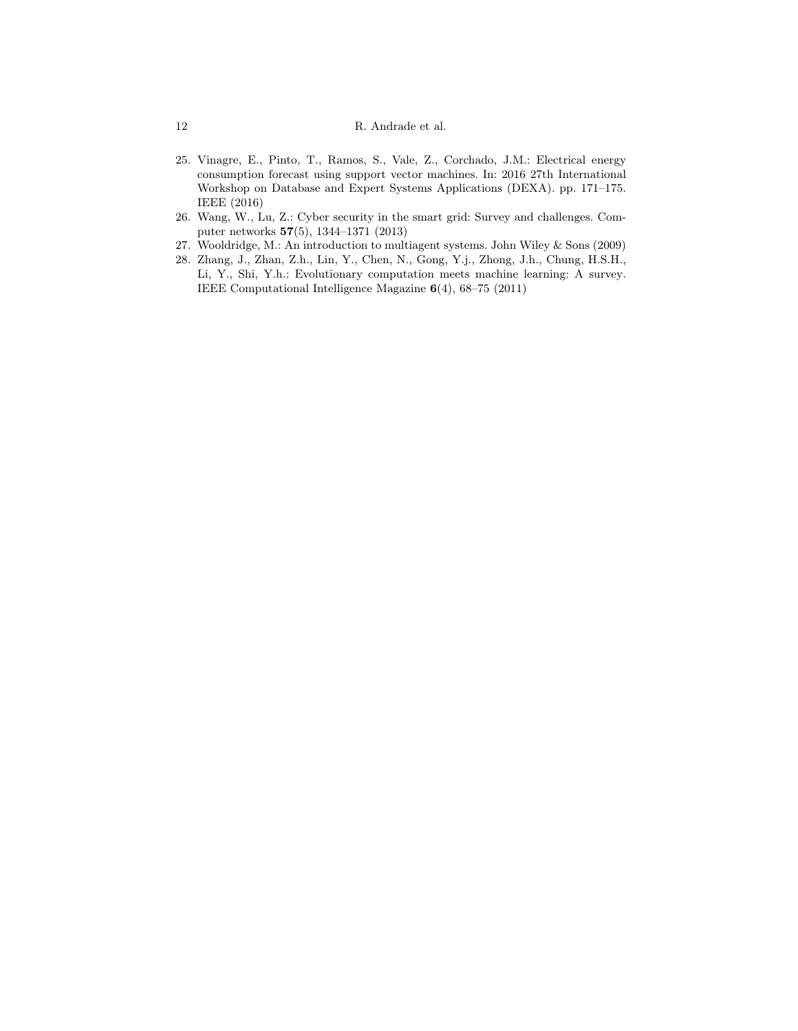25. Vinagre, E., Pinto, T., Ramos, S., Vale, Z., Corchado, J.M.: Electrical energy consumption forecast using support vector machines. In: 2016 27th International Workshop on Database and Expert Systems Applications (DEXA). pp. 171–175. IEEE (2016)
26. Wang, W., Lu, Z.: Cyber security in the smart grid: Survey and challenges. Computer networks **57**(5), 1344–1371 (2013)
27. Wooldridge, M.: An introduction to multiagent systems. John Wiley & Sons (2009)
28. Zhang, J., Zhan, Z.h., Lin, Y., Chen, N., Gong, Y.j., Zhong, J.h., Chung, H.S.H., Li, Y., Shi, Y.h.: Evolutionary computation meets machine learning: A survey. IEEE Computational Intelligence Magazine **6**(4), 68–75 (2011)